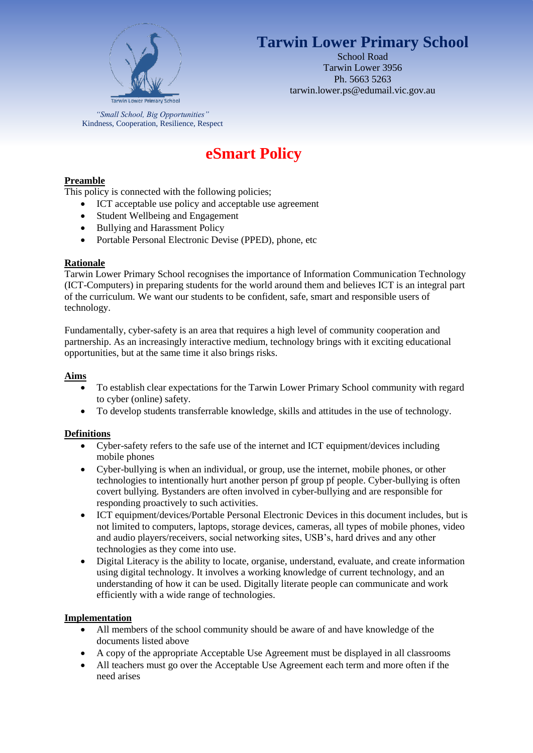# Tarwin Lower Primary School

School Road
Tarwin Lower 3956
Ph. 5663 5263
tarwin.lower.ps@edumail.vic.gov.au

*"Small School, Big Opportunities"*
Kindness, Cooperation, Resilience, Respect

# eSmart Policy

## Preamble

This policy is connected with the following policies;

- ICT acceptable use policy and acceptable use agreement
- Student Wellbeing and Engagement
- Bullying and Harassment Policy
- Portable Personal Electronic Devise (PPED), phone, etc

## Rationale

Tarwin Lower Primary School recognises the importance of Information Communication Technology (ICT-Computers) in preparing students for the world around them and believes ICT is an integral part of the curriculum. We want our students to be confident, safe, smart and responsible users of technology.

Fundamentally, cyber-safety is an area that requires a high level of community cooperation and partnership. As an increasingly interactive medium, technology brings with it exciting educational opportunities, but at the same time it also brings risks.

## Aims

- To establish clear expectations for the Tarwin Lower Primary School community with regard to cyber (online) safety.
- To develop students transferrable knowledge, skills and attitudes in the use of technology.

## Definitions

- Cyber-safety refers to the safe use of the internet and ICT equipment/devices including mobile phones
- Cyber-bullying is when an individual, or group, use the internet, mobile phones, or other technologies to intentionally hurt another person pf group pf people. Cyber-bullying is often covert bullying. Bystanders are often involved in cyber-bullying and are responsible for responding proactively to such activities.
- ICT equipment/devices/Portable Personal Electronic Devices in this document includes, but is not limited to computers, laptops, storage devices, cameras, all types of mobile phones, video and audio players/receivers, social networking sites, USB's, hard drives and any other technologies as they come into use.
- Digital Literacy is the ability to locate, organise, understand, evaluate, and create information using digital technology. It involves a working knowledge of current technology, and an understanding of how it can be used. Digitally literate people can communicate and work efficiently with a wide range of technologies.

## Implementation

- All members of the school community should be aware of and have knowledge of the documents listed above
- A copy of the appropriate Acceptable Use Agreement must be displayed in all classrooms
- All teachers must go over the Acceptable Use Agreement each term and more often if the need arises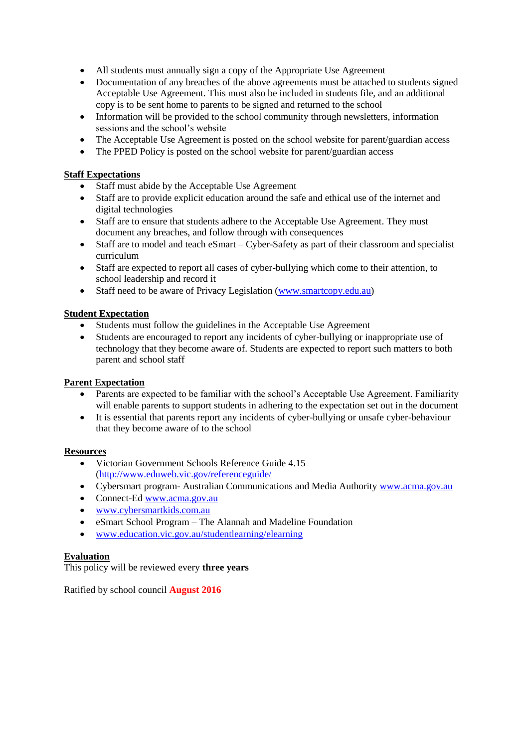- All students must annually sign a copy of the Appropriate Use Agreement
- Documentation of any breaches of the above agreements must be attached to students signed Acceptable Use Agreement. This must also be included in students file, and an additional copy is to be sent home to parents to be signed and returned to the school
- Information will be provided to the school community through newsletters, information sessions and the school's website
- The Acceptable Use Agreement is posted on the school website for parent/guardian access
- The PPED Policy is posted on the school website for parent/guardian access

**Staff Expectations**

- Staff must abide by the Acceptable Use Agreement
- Staff are to provide explicit education around the safe and ethical use of the internet and digital technologies
- Staff are to ensure that students adhere to the Acceptable Use Agreement. They must document any breaches, and follow through with consequences
- Staff are to model and teach eSmart – Cyber-Safety as part of their classroom and specialist curriculum
- Staff are expected to report all cases of cyber-bullying which come to their attention, to school leadership and record it
- Staff need to be aware of Privacy Legislation (www.smartcopy.edu.au)

**Student Expectation**

- Students must follow the guidelines in the Acceptable Use Agreement
- Students are encouraged to report any incidents of cyber-bullying or inappropriate use of technology that they become aware of. Students are expected to report such matters to both parent and school staff

**Parent Expectation**

- Parents are expected to be familiar with the school's Acceptable Use Agreement. Familiarity will enable parents to support students in adhering to the expectation set out in the document
- It is essential that parents report any incidents of cyber-bullying or unsafe cyber-behaviour that they become aware of to the school

**Resources**

- Victorian Government Schools Reference Guide 4.15 (http://www.eduweb.vic.gov/referenceguide/
- Cybersmart program- Australian Communications and Media Authority www.acma.gov.au
- Connect-Ed www.acma.gov.au
- www.cybersmartkids.com.au
- eSmart School Program – The Alannah and Madeline Foundation
- www.education.vic.gov.au/studentlearning/elearning

**Evaluation**

This policy will be reviewed every **three years**

Ratified by school council **August 2016**